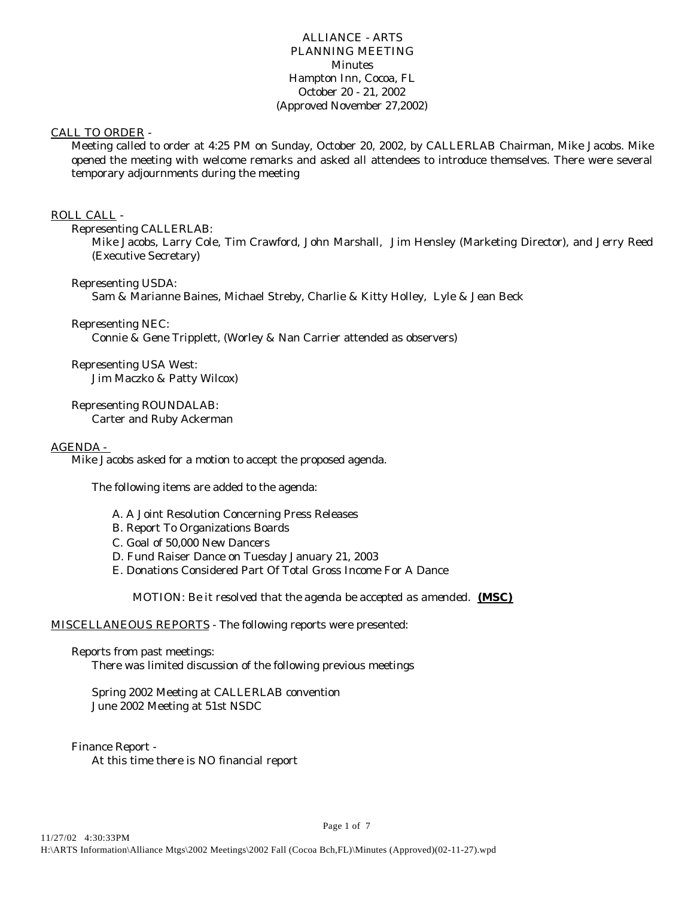# ALLIANCE - ARTS
## PLANNING MEETING
### Minutes
Hampton Inn, Cocoa, FL
October 20 - 21, 2002
(Approved November 27,2002)

CALL TO ORDER -

Meeting called to order at 4:25 PM on Sunday, October 20, 2002, by CALLERLAB Chairman, Mike Jacobs. Mike opened the meeting with welcome remarks and asked all attendees to introduce themselves. There were several temporary adjournments during the meeting

ROLL CALL -

Representing CALLERLAB:

Mike Jacobs, Larry Cole, Tim Crawford, John Marshall, Jim Hensley (Marketing Director), and Jerry Reed (Executive Secretary)

Representing USDA:

Sam & Marianne Baines, Michael Streby, Charlie & Kitty Holley, Lyle & Jean Beck

Representing NEC:

Connie & Gene Tripplett, (Worley & Nan Carrier attended as observers)

Representing USA West:

Jim Maczko & Patty Wilcox)

Representing ROUNDALAB:

Carter and Ruby Ackerman

AGENDA -

Mike Jacobs asked for a motion to accept the proposed agenda.

The following items are added to the agenda:

A. A Joint Resolution Concerning Press Releases
B. Report To Organizations Boards
C. Goal of 50,000 New Dancers
D. Fund Raiser Dance on Tuesday January 21, 2003
E. Donations Considered Part Of Total Gross Income For A Dance

*MOTION: Be it resolved that the agenda be accepted as amended.* **(MSC)**

MISCELLANEOUS REPORTS - The following reports were presented:

Reports from past meetings:

There was limited discussion of the following previous meetings

Spring 2002 Meeting at CALLERLAB convention
June 2002 Meeting at 51st NSDC

Finance Report -

At this time there is NO financial report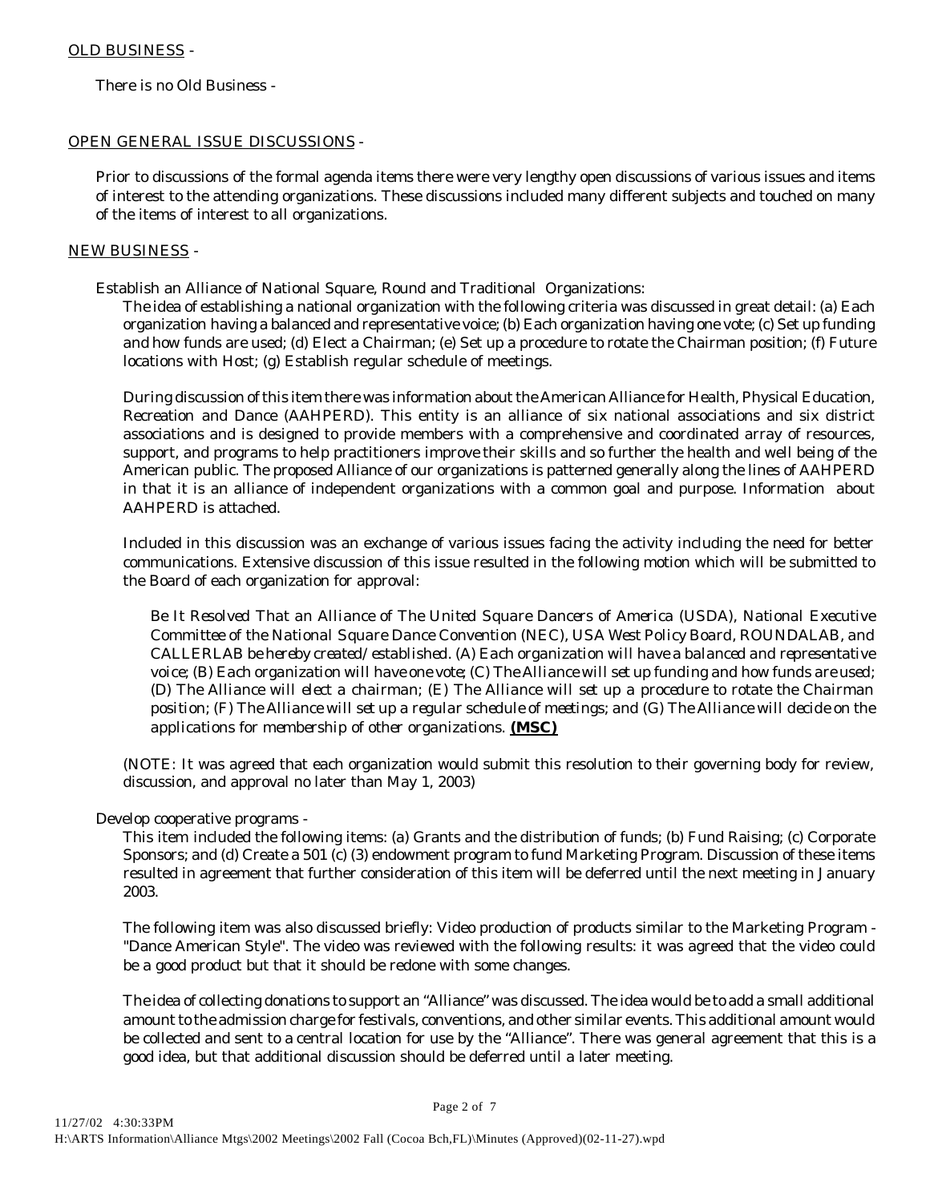OLD BUSINESS -

There is no Old Business -

OPEN GENERAL ISSUE DISCUSSIONS -

Prior to discussions of the formal agenda items there were very lengthy open discussions of various issues and items of interest to the attending organizations. These discussions included many different subjects and touched on many of the items of interest to all organizations.

NEW BUSINESS -

Establish an Alliance of National Square, Round and Traditional Organizations:

The idea of establishing a national organization with the following criteria was discussed in great detail: (a) Each organization having a balanced and representative voice; (b) Each organization having one vote; (c) Set up funding and how funds are used; (d) Elect a Chairman; (e) Set up a procedure to rotate the Chairman position; (f) Future locations with Host; (g) Establish regular schedule of meetings.

During discussion of this item there was information about the American Alliance for Health, Physical Education, Recreation and Dance (AAHPERD). This entity is an alliance of six national associations and six district associations and is designed to provide members with a comprehensive and coordinated array of resources, support, and programs to help practitioners improve their skills and so further the health and well being of the American public. The proposed Alliance of our organizations is patterned generally along the lines of AAHPERD in that it is an alliance of independent organizations with a common goal and purpose. Information about AAHPERD is attached.

Included in this discussion was an exchange of various issues facing the activity including the need for better communications. Extensive discussion of this issue resulted in the following motion which will be submitted to the Board of each organization for approval:

*Be It Resolved That an Alliance of The United Square Dancers of America (USDA), National Executive Committee of the National Square Dance Convention (NEC), USA West Policy Board, ROUNDALAB, and CALLERLAB be hereby created/established. (A) Each organization will have a balanced and representative voice; (B) Each organization will have one vote; (C) The Alliance will set up funding and how funds are used; (D) The Alliance will elect a chairman; (E) The Alliance will set up a procedure to rotate the Chairman position; (F) The Alliance will set up a regular schedule of meetings; and (G) The Alliance will decide on the applications for membership of other organizations.* **(MSC)**

(NOTE: It was agreed that each organization would submit this resolution to their governing body for review, discussion, and approval no later than May 1, 2003)

Develop cooperative programs -

This item included the following items: (a) Grants and the distribution of funds; (b) Fund Raising; (c) Corporate Sponsors; and (d) Create a 501 (c) (3) endowment program to fund Marketing Program. Discussion of these items resulted in agreement that further consideration of this item will be deferred until the next meeting in January 2003.

The following item was also discussed briefly: Video production of products similar to the Marketing Program - "Dance American Style". The video was reviewed with the following results: it was agreed that the video could be a good product but that it should be redone with some changes.

The idea of collecting donations to support an "Alliance" was discussed. The idea would be to add a small additional amount to the admission charge for festivals, conventions, and other similar events. This additional amount would be collected and sent to a central location for use by the "Alliance". There was general agreement that this is a good idea, but that additional discussion should be deferred until a later meeting.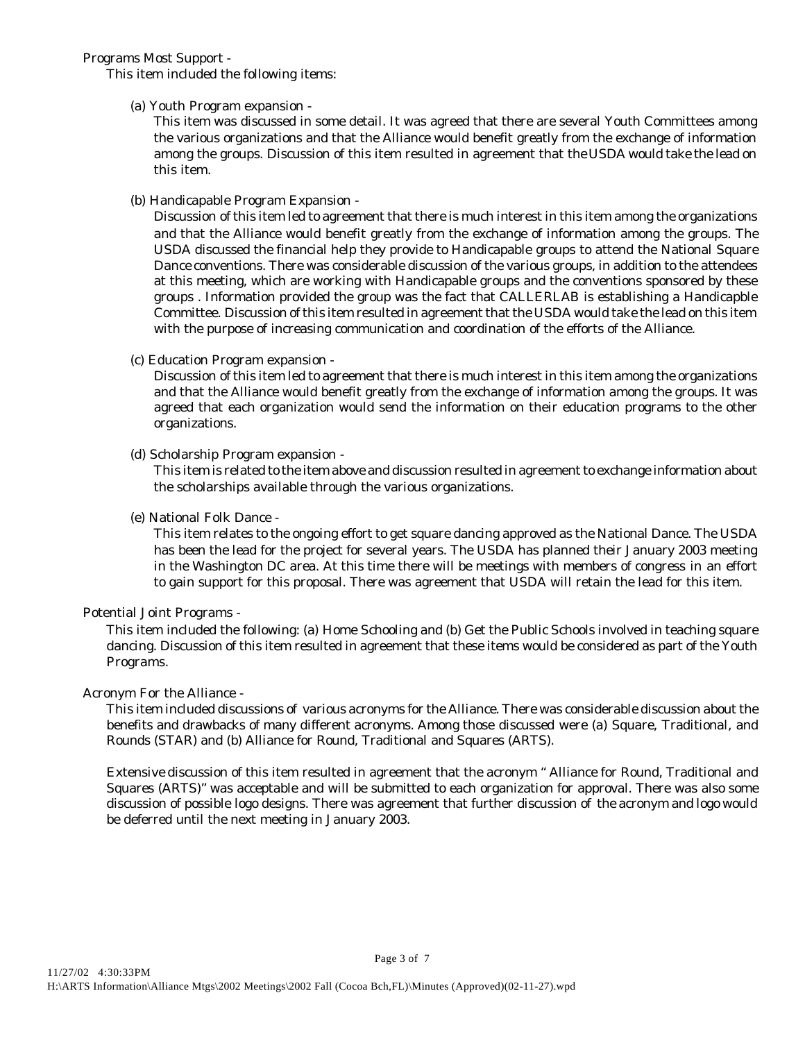Programs Most Support -

This item included the following items:

(a) Youth Program expansion -

This item was discussed in some detail. It was agreed that there are several Youth Committees among the various organizations and that the Alliance would benefit greatly from the exchange of information among the groups. Discussion of this item resulted in agreement that the USDA would take the lead on this item.

(b) Handicapable Program Expansion -

Discussion of this item led to agreement that there is much interest in this item among the organizations and that the Alliance would benefit greatly from the exchange of information among the groups. The USDA discussed the financial help they provide to Handicapable groups to attend the National Square Dance conventions. There was considerable discussion of the various groups, in addition to the attendees at this meeting, which are working with Handicapable groups and the conventions sponsored by these groups . Information provided the group was the fact that CALLERLAB is establishing a Handicapble Committee. Discussion of this item resulted in agreement that the USDA would take the lead on this item with the purpose of increasing communication and coordination of the efforts of the Alliance.

(c) Education Program expansion -

Discussion of this item led to agreement that there is much interest in this item among the organizations and that the Alliance would benefit greatly from the exchange of information among the groups. It was agreed that each organization would send the information on their education programs to the other organizations.

(d) Scholarship Program expansion -

This item is related to the item above and discussion resulted in agreement to exchange information about the scholarships available through the various organizations.

(e) National Folk Dance -

This item relates to the ongoing effort to get square dancing approved as the National Dance. The USDA has been the lead for the project for several years. The USDA has planned their January 2003 meeting in the Washington DC area. At this time there will be meetings with members of congress in an effort to gain support for this proposal. There was agreement that USDA will retain the lead for this item.

Potential Joint Programs -

This item included the following: (a) Home Schooling and (b) Get the Public Schools involved in teaching square dancing. Discussion of this item resulted in agreement that these items would be considered as part of the Youth Programs.

Acronym For the Alliance -

This item included discussions of various acronyms for the Alliance. There was considerable discussion about the benefits and drawbacks of many different acronyms. Among those discussed were (a) Square, Traditional, and Rounds (STAR) and (b) Alliance for Round, Traditional and Squares (ARTS).

Extensive discussion of this item resulted in agreement that the acronym " Alliance for Round, Traditional and Squares (ARTS)" was acceptable and will be submitted to each organization for approval. There was also some discussion of possible logo designs. There was agreement that further discussion of the acronym and logo would be deferred until the next meeting in January 2003.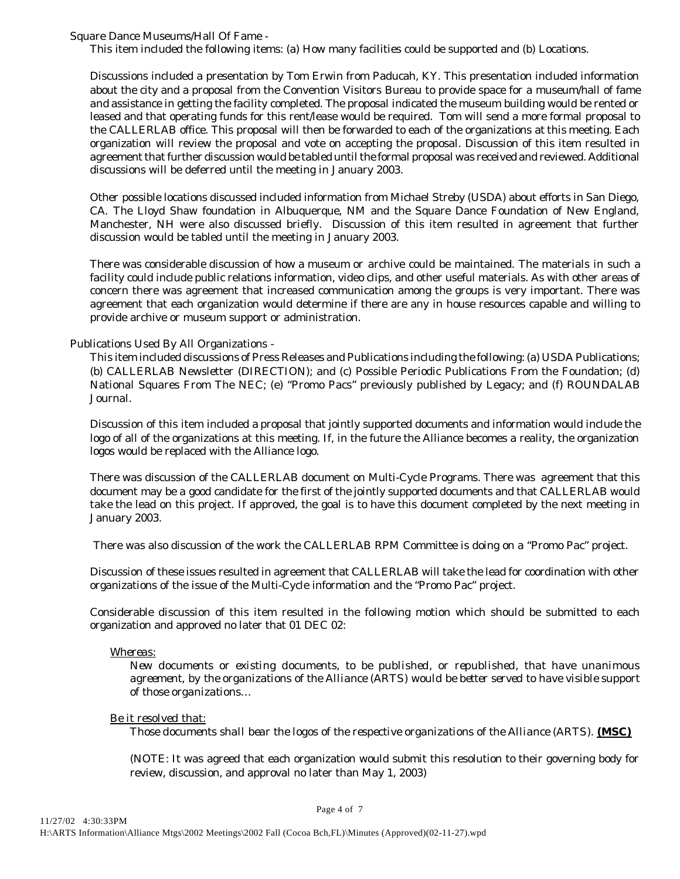Square Dance Museums/Hall Of Fame -

This item included the following items: (a) How many facilities could be supported and (b) Locations.

Discussions included a presentation by Tom Erwin from Paducah, KY. This presentation included information about the city and a proposal from the Convention Visitors Bureau to provide space for a museum/hall of fame and assistance in getting the facility completed. The proposal indicated the museum building would be rented or leased and that operating funds for this rent/lease would be required. Tom will send a more formal proposal to the CALLERLAB office. This proposal will then be forwarded to each of the organizations at this meeting. Each organization will review the proposal and vote on accepting the proposal. Discussion of this item resulted in agreement that further discussion would be tabled until the formal proposal was received and reviewed. Additional discussions will be deferred until the meeting in January 2003.

Other possible locations discussed included information from Michael Streby (USDA) about efforts in San Diego, CA. The Lloyd Shaw foundation in Albuquerque, NM and the Square Dance Foundation of New England, Manchester, NH were also discussed briefly. Discussion of this item resulted in agreement that further discussion would be tabled until the meeting in January 2003.

There was considerable discussion of how a museum or archive could be maintained. The materials in such a facility could include public relations information, video clips, and other useful materials. As with other areas of concern there was agreement that increased communication among the groups is very important. There was agreement that each organization would determine if there are any in house resources capable and willing to provide archive or museum support or administration.

Publications Used By All Organizations -

This item included discussions of Press Releases and Publications including the following: (a) USDA Publications; (b) CALLERLAB Newsletter (DIRECTION); and (c) Possible Periodic Publications From the Foundation; (d) National Squares From The NEC; (e) "Promo Pacs" previously published by Legacy; and (f) ROUNDALAB Journal.

Discussion of this item included a proposal that jointly supported documents and information would include the logo of all of the organizations at this meeting. If, in the future the Alliance becomes a reality, the organization logos would be replaced with the Alliance logo.

There was discussion of the CALLERLAB document on Multi-Cycle Programs. There was agreement that this document may be a good candidate for the first of the jointly supported documents and that CALLERLAB would take the lead on this project. If approved, the goal is to have this document completed by the next meeting in January 2003.

There was also discussion of the work the CALLERLAB RPM Committee is doing on a "Promo Pac" project.

Discussion of these issues resulted in agreement that CALLERLAB will take the lead for coordination with other organizations of the issue of the Multi-Cycle information and the "Promo Pac" project.

Considerable discussion of this item resulted in the following motion which should be submitted to each organization and approved no later that 01 DEC 02:

*Whereas:*

*New documents or existing documents, to be published, or republished, that have unanimous agreement, by the organizations of the Alliance (ARTS) would be better served to have visible support of those organizations…*

*Be it resolved that:*

*Those documents shall bear the logos of the respective organizations of the Alliance (ARTS).* **(MSC)**

(NOTE: It was agreed that each organization would submit this resolution to their governing body for review, discussion, and approval no later than May 1, 2003)

11/27/02 4:30:33PM
H:\ARTS Information\Alliance Mtgs\2002 Meetings\2002 Fall (Cocoa Bch,FL)\Minutes (Approved)(02-11-27).wpd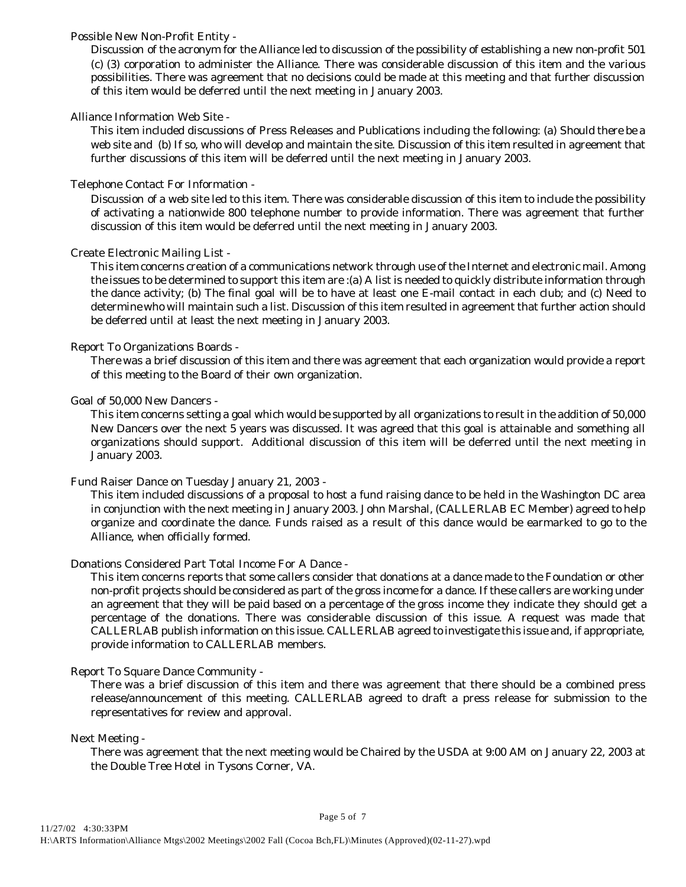### Possible New Non-Profit Entity -

Discussion of the acronym for the Alliance led to discussion of the possibility of establishing a new non-profit 501 (c) (3) corporation to administer the Alliance. There was considerable discussion of this item and the various possibilities. There was agreement that no decisions could be made at this meeting and that further discussion of this item would be deferred until the next meeting in January 2003.

### Alliance Information Web Site -

This item included discussions of Press Releases and Publications including the following: (a) Should there be a web site and (b) If so, who will develop and maintain the site. Discussion of this item resulted in agreement that further discussions of this item will be deferred until the next meeting in January 2003.

### Telephone Contact For Information -

Discussion of a web site led to this item. There was considerable discussion of this item to include the possibility of activating a nationwide 800 telephone number to provide information. There was agreement that further discussion of this item would be deferred until the next meeting in January 2003.

### Create Electronic Mailing List -

This item concerns creation of a communications network through use of the Internet and electronic mail. Among the issues to be determined to support this item are :(a) A list is needed to quickly distribute information through the dance activity; (b) The final goal will be to have at least one E-mail contact in each club; and (c) Need to determine who will maintain such a list. Discussion of this item resulted in agreement that further action should be deferred until at least the next meeting in January 2003.

### Report To Organizations Boards -

There was a brief discussion of this item and there was agreement that each organization would provide a report of this meeting to the Board of their own organization.

### Goal of 50,000 New Dancers -

This item concerns setting a goal which would be supported by all organizations to result in the addition of 50,000 New Dancers over the next 5 years was discussed. It was agreed that this goal is attainable and something all organizations should support. Additional discussion of this item will be deferred until the next meeting in January 2003.

### Fund Raiser Dance on Tuesday January 21, 2003 -

This item included discussions of a proposal to host a fund raising dance to be held in the Washington DC area in conjunction with the next meeting in January 2003. John Marshal, (CALLERLAB EC Member) agreed to help organize and coordinate the dance. Funds raised as a result of this dance would be earmarked to go to the Alliance, when officially formed.

### Donations Considered Part Total Income For A Dance -

This item concerns reports that some callers consider that donations at a dance made to the Foundation or other non-profit projects should be considered as part of the gross income for a dance. If these callers are working under an agreement that they will be paid based on a percentage of the gross income they indicate they should get a percentage of the donations. There was considerable discussion of this issue. A request was made that CALLERLAB publish information on this issue. CALLERLAB agreed to investigate this issue and, if appropriate, provide information to CALLERLAB members.

### Report To Square Dance Community -

There was a brief discussion of this item and there was agreement that there should be a combined press release/announcement of this meeting. CALLERLAB agreed to draft a press release for submission to the representatives for review and approval.

### Next Meeting -

There was agreement that the next meeting would be Chaired by the USDA at 9:00 AM on January 22, 2003 at the Double Tree Hotel in Tysons Corner, VA.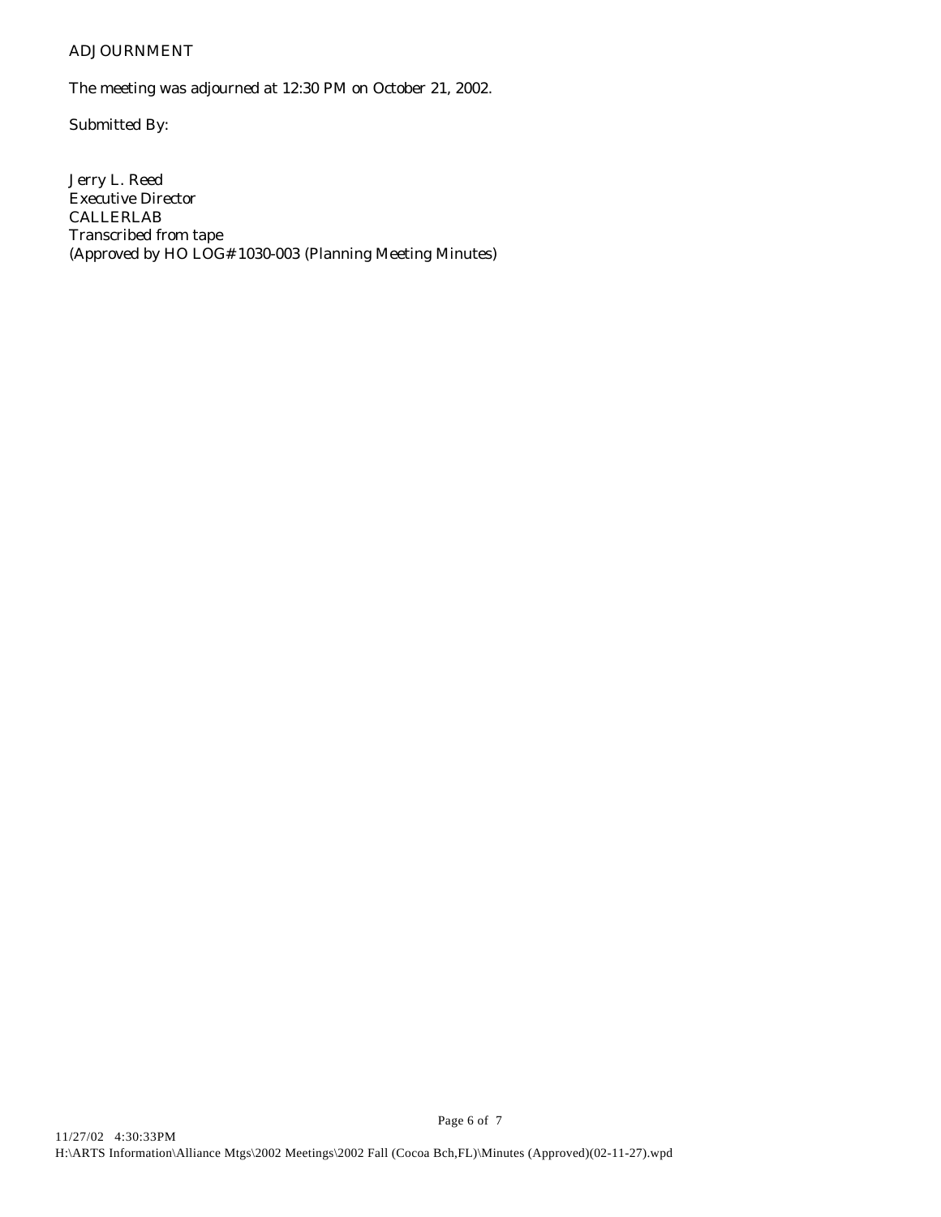## ADJOURNMENT

The meeting was adjourned at 12:30 PM on October 21, 2002.

Submitted By:

Jerry L. Reed
Executive Director
CALLERLAB
Transcribed from tape
(Approved by HO LOG# 1030-003 (Planning Meeting Minutes)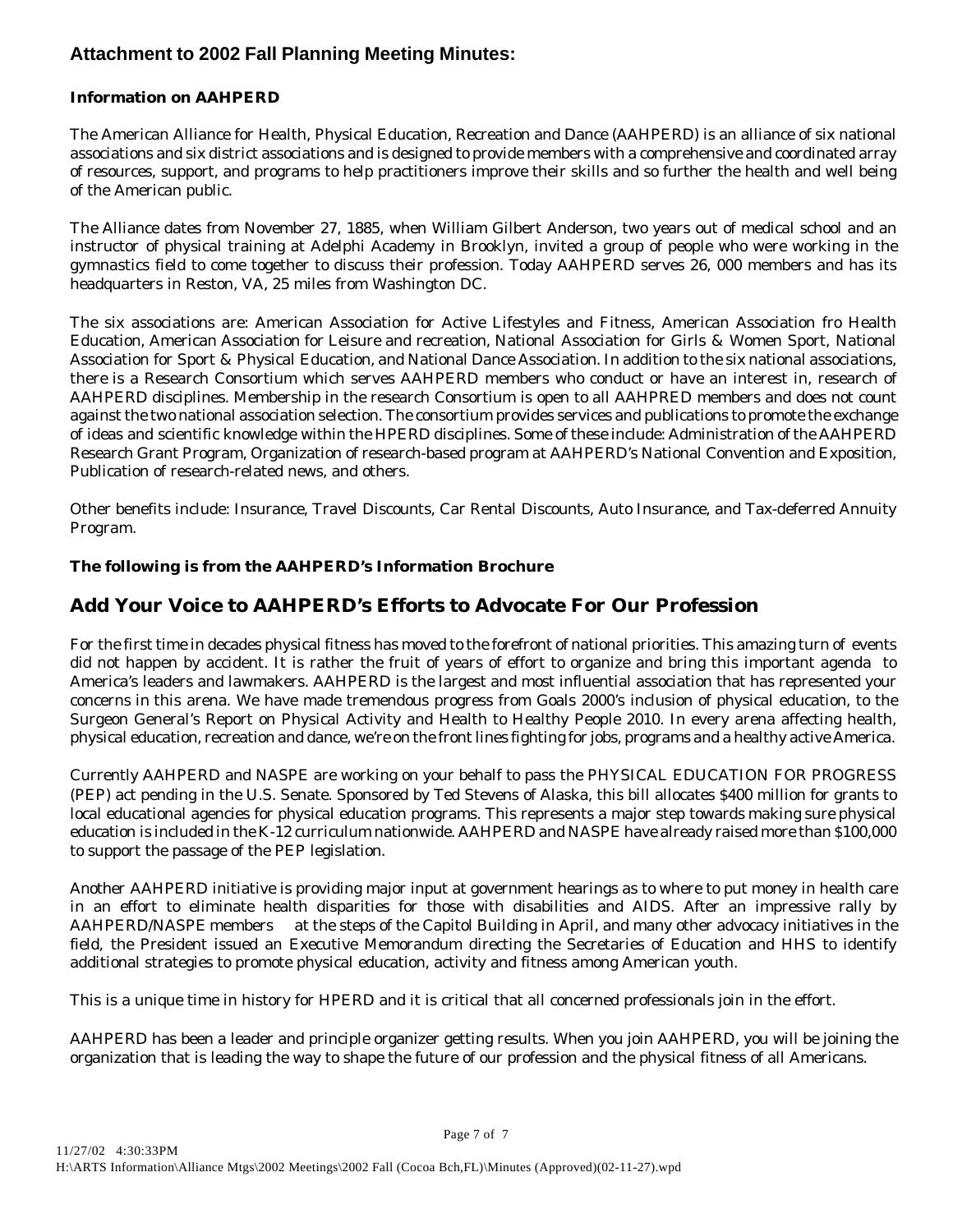## Attachment to 2002 Fall Planning Meeting Minutes:

### Information on AAHPERD

The American Alliance for Health, Physical Education, Recreation and Dance (AAHPERD) is an alliance of six national associations and six district associations and is designed to provide members with a comprehensive and coordinated array of resources, support, and programs to help practitioners improve their skills and so further the health and well being of the American public.

The Alliance dates from November 27, 1885, when William Gilbert Anderson, two years out of medical school and an instructor of physical training at Adelphi Academy in Brooklyn, invited a group of people who were working in the gymnastics field to come together to discuss their profession. Today AAHPERD serves 26, 000 members and has its headquarters in Reston, VA, 25 miles from Washington DC.

The six associations are: American Association for Active Lifestyles and Fitness, American Association fro Health Education, American Association for Leisure and recreation, National Association for Girls & Women Sport, National Association for Sport & Physical Education, and National Dance Association. In addition to the six national associations, there is a Research Consortium which serves AAHPERD members who conduct or have an interest in, research of AAHPERD disciplines. Membership in the research Consortium is open to all AAHPRED members and does not count against the two national association selection. The consortium provides services and publications to promote the exchange of ideas and scientific knowledge within the HPERD disciplines. Some of these include: Administration of the AAHPERD Research Grant Program, Organization of research-based program at AAHPERD's National Convention and Exposition, Publication of research-related news, and others.

Other benefits include: Insurance, Travel Discounts, Car Rental Discounts, Auto Insurance, and Tax-deferred Annuity Program.

### The following is from the AAHPERD's Information Brochure

## Add Your Voice to AAHPERD's Efforts to Advocate For Our Profession

For the first time in decades physical fitness has moved to the forefront of national priorities. This amazing turn of events did not happen by accident. It is rather the fruit of years of effort to organize and bring this important agenda to America's leaders and lawmakers. AAHPERD is the largest and most influential association that has represented your concerns in this arena. We have made tremendous progress from Goals 2000's inclusion of physical education, to the Surgeon General's Report on Physical Activity and Health to Healthy People 2010. In every arena affecting health, physical education, recreation and dance, we're on the front lines fighting for jobs, programs and a healthy active America.

Currently AAHPERD and NASPE are working on your behalf to pass the PHYSICAL EDUCATION FOR PROGRESS (PEP) act pending in the U.S. Senate. Sponsored by Ted Stevens of Alaska, this bill allocates $400 million for grants to local educational agencies for physical education programs. This represents a major step towards making sure physical education is included in the K-12 curriculum nationwide. AAHPERD and NASPE have already raised more than $100,000 to support the passage of the PEP legislation.

Another AAHPERD initiative is providing major input at government hearings as to where to put money in health care in an effort to eliminate health disparities for those with disabilities and AIDS. After an impressive rally by AAHPERD/NASPE members at the steps of the Capitol Building in April, and many other advocacy initiatives in the field, the President issued an Executive Memorandum directing the Secretaries of Education and HHS to identify additional strategies to promote physical education, activity and fitness among American youth.

This is a unique time in history for HPERD and it is critical that all concerned professionals join in the effort.

AAHPERD has been a leader and principle organizer getting results. When you join AAHPERD, you will be joining the organization that is leading the way to shape the future of our profession and the physical fitness of all Americans.